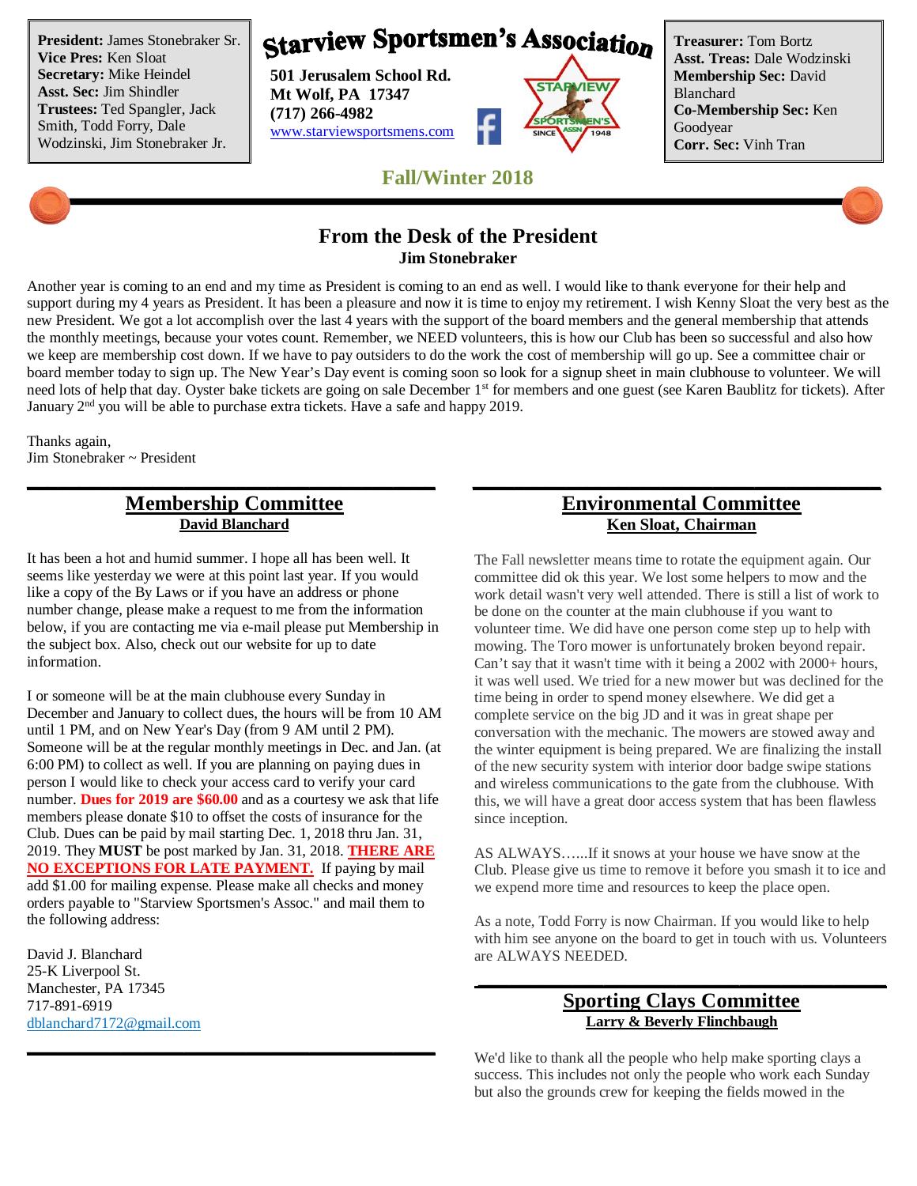**President:** James Stonebraker Sr.
**Vice Pres:** Ken Sloat
**Secretary:** Mike Heindel
**Asst. Sec:** Jim Shindler
**Trustees:** Ted Spangler, Jack Smith, Todd Forry, Dale Wodzinski, Jim Stonebraker Jr.

# Starview Sportsmen's Association

**501 Jerusalem School Rd.**
**Mt Wolf, PA 17347**
**(717) 266-4982**
www.starviewsportsmens.com

**Treasurer:** Tom Bortz
**Asst. Treas:** Dale Wodzinski
**Membership Sec:** David Blanchard
**Co-Membership Sec:** Ken Goodyear
**Corr. Sec:** Vinh Tran

## Fall/Winter 2018

## From the Desk of the President

**Jim Stonebraker**

Another year is coming to an end and my time as President is coming to an end as well. I would like to thank everyone for their help and support during my 4 years as President. It has been a pleasure and now it is time to enjoy my retirement. I wish Kenny Sloat the very best as the new President. We got a lot accomplish over the last 4 years with the support of the board members and the general membership that attends the monthly meetings, because your votes count. Remember, we NEED volunteers, this is how our Club has been so successful and also how we keep are membership cost down. If we have to pay outsiders to do the work the cost of membership will go up. See a committee chair or board member today to sign up. The New Year's Day event is coming soon so look for a signup sheet in main clubhouse to volunteer. We will need lots of help that day. Oyster bake tickets are going on sale December 1st for members and one guest (see Karen Baublitz for tickets). After January 2nd you will be able to purchase extra tickets. Have a safe and happy 2019.

Thanks again,
Jim Stonebraker ~ President

## Membership Committee

**David Blanchard**

It has been a hot and humid summer. I hope all has been well. It seems like yesterday we were at this point last year. If you would like a copy of the By Laws or if you have an address or phone number change, please make a request to me from the information below, if you are contacting me via e-mail please put Membership in the subject box. Also, check out our website for up to date information.

I or someone will be at the main clubhouse every Sunday in December and January to collect dues, the hours will be from 10 AM until 1 PM, and on New Year's Day (from 9 AM until 2 PM). Someone will be at the regular monthly meetings in Dec. and Jan. (at 6:00 PM) to collect as well. If you are planning on paying dues in person I would like to check your access card to verify your card number. **Dues for 2019 are $60.00** and as a courtesy we ask that life members please donate $10 to offset the costs of insurance for the Club. Dues can be paid by mail starting Dec. 1, 2018 thru Jan. 31, 2019. They **MUST** be post marked by Jan. 31, 2018. **THERE ARE NO EXCEPTIONS FOR LATE PAYMENT.** If paying by mail add $1.00 for mailing expense. Please make all checks and money orders payable to "Starview Sportsmen's Assoc." and mail them to the following address:

David J. Blanchard
25-K Liverpool St.
Manchester, PA 17345
717-891-6919
dblanchard7172@gmail.com

## Environmental Committee

**Ken Sloat, Chairman**

The Fall newsletter means time to rotate the equipment again. Our committee did ok this year. We lost some helpers to mow and the work detail wasn't very well attended. There is still a list of work to be done on the counter at the main clubhouse if you want to volunteer time. We did have one person come step up to help with mowing. The Toro mower is unfortunately broken beyond repair. Can't say that it wasn't time with it being a 2002 with 2000+ hours, it was well used. We tried for a new mower but was declined for the time being in order to spend money elsewhere. We did get a complete service on the big JD and it was in great shape per conversation with the mechanic. The mowers are stowed away and the winter equipment is being prepared. We are finalizing the install of the new security system with interior door badge swipe stations and wireless communications to the gate from the clubhouse. With this, we will have a great door access system that has been flawless since inception.

AS ALWAYS......If it snows at your house we have snow at the Club. Please give us time to remove it before you smash it to ice and we expend more time and resources to keep the place open.

As a note, Todd Forry is now Chairman. If you would like to help with him see anyone on the board to get in touch with us. Volunteers are ALWAYS NEEDED.

## Sporting Clays Committee

**Larry & Beverly Flinchbaugh**

We'd like to thank all the people who help make sporting clays a success. This includes not only the people who work each Sunday but also the grounds crew for keeping the fields mowed in the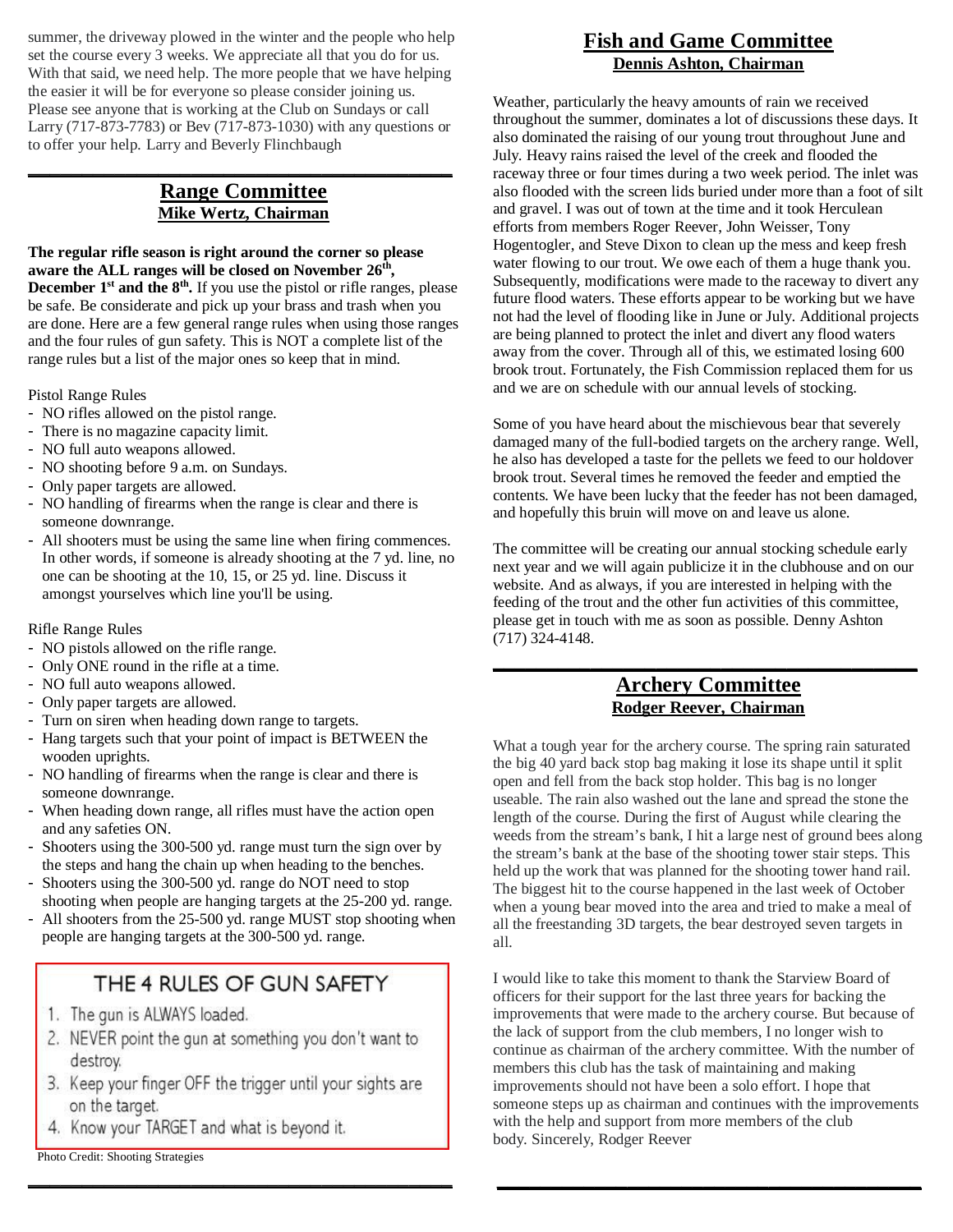summer, the driveway plowed in the winter and the people who help set the course every 3 weeks. We appreciate all that you do for us. With that said, we need help. The more people that we have helping the easier it will be for everyone so please consider joining us. Please see anyone that is working at the Club on Sundays or call Larry (717-873-7783) or Bev (717-873-1030) with any questions or to offer your help. Larry and Beverly Flinchbaugh

---

## Range Committee
**Mike Wertz, Chairman**

**The regular rifle season is right around the corner so please aware the ALL ranges will be closed on November 26th, December 1st and the 8th.** If you use the pistol or rifle ranges, please be safe. Be considerate and pick up your brass and trash when you are done. Here are a few general range rules when using those ranges and the four rules of gun safety. This is NOT a complete list of the range rules but a list of the major ones so keep that in mind.

Pistol Range Rules

- NO rifles allowed on the pistol range.
- There is no magazine capacity limit.
- NO full auto weapons allowed.
- NO shooting before 9 a.m. on Sundays.
- Only paper targets are allowed.
- NO handling of firearms when the range is clear and there is someone downrange.
- All shooters must be using the same line when firing commences. In other words, if someone is already shooting at the 7 yd. line, no one can be shooting at the 10, 15, or 25 yd. line. Discuss it amongst yourselves which line you'll be using.

Rifle Range Rules

- NO pistols allowed on the rifle range.
- Only ONE round in the rifle at a time.
- NO full auto weapons allowed.
- Only paper targets are allowed.
- Turn on siren when heading down range to targets.
- Hang targets such that your point of impact is BETWEEN the wooden uprights.
- NO handling of firearms when the range is clear and there is someone downrange.
- When heading down range, all rifles must have the action open and any safeties ON.
- Shooters using the 300-500 yd. range must turn the sign over by the steps and hang the chain up when heading to the benches.
- Shooters using the 300-500 yd. range do NOT need to stop shooting when people are hanging targets at the 25-200 yd. range.
- All shooters from the 25-500 yd. range MUST stop shooting when people are hanging targets at the 300-500 yd. range.

### THE 4 RULES OF GUN SAFETY

1. The gun is ALWAYS loaded.
2. NEVER point the gun at something you don't want to destroy.
3. Keep your finger OFF the trigger until your sights are on the target.
4. Know your TARGET and what is beyond it.

Photo Credit: Shooting Strategies

---

## Fish and Game Committee
**Dennis Ashton, Chairman**

Weather, particularly the heavy amounts of rain we received throughout the summer, dominates a lot of discussions these days. It also dominated the raising of our young trout throughout June and July. Heavy rains raised the level of the creek and flooded the raceway three or four times during a two week period. The inlet was also flooded with the screen lids buried under more than a foot of silt and gravel. I was out of town at the time and it took Herculean efforts from members Roger Reever, John Weisser, Tony Hogentogler, and Steve Dixon to clean up the mess and keep fresh water flowing to our trout. We owe each of them a huge thank you. Subsequently, modifications were made to the raceway to divert any future flood waters. These efforts appear to be working but we have not had the level of flooding like in June or July. Additional projects are being planned to protect the inlet and divert any flood waters away from the cover. Through all of this, we estimated losing 600 brook trout. Fortunately, the Fish Commission replaced them for us and we are on schedule with our annual levels of stocking.

Some of you have heard about the mischievous bear that severely damaged many of the full-bodied targets on the archery range. Well, he also has developed a taste for the pellets we feed to our holdover brook trout. Several times he removed the feeder and emptied the contents. We have been lucky that the feeder has not been damaged, and hopefully this bruin will move on and leave us alone.

The committee will be creating our annual stocking schedule early next year and we will again publicize it in the clubhouse and on our website. And as always, if you are interested in helping with the feeding of the trout and the other fun activities of this committee, please get in touch with me as soon as possible. Denny Ashton (717) 324-4148.

---

## Archery Committee
**Rodger Reever, Chairman**

What a tough year for the archery course. The spring rain saturated the big 40 yard back stop bag making it lose its shape until it split open and fell from the back stop holder. This bag is no longer useable. The rain also washed out the lane and spread the stone the length of the course. During the first of August while clearing the weeds from the stream's bank, I hit a large nest of ground bees along the stream's bank at the base of the shooting tower stair steps. This held up the work that was planned for the shooting tower hand rail. The biggest hit to the course happened in the last week of October when a young bear moved into the area and tried to make a meal of all the freestanding 3D targets, the bear destroyed seven targets in all.

I would like to take this moment to thank the Starview Board of officers for their support for the last three years for backing the improvements that were made to the archery course. But because of the lack of support from the club members, I no longer wish to continue as chairman of the archery committee. With the number of members this club has the task of maintaining and making improvements should not have been a solo effort. I hope that someone steps up as chairman and continues with the improvements with the help and support from more members of the club body. Sincerely, Rodger Reever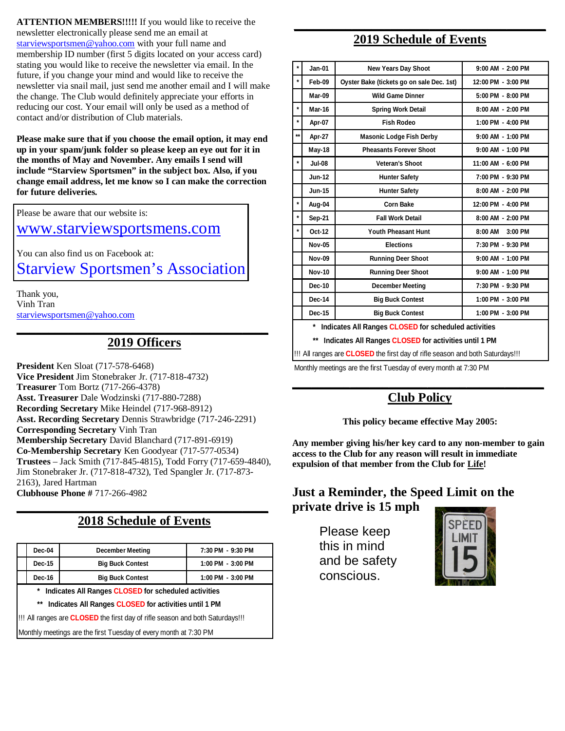**ATTENTION MEMBERS!!!!!** If you would like to receive the newsletter electronically please send me an email at starviewsportsmen@yahoo.com with your full name and membership ID number (first 5 digits located on your access card) stating you would like to receive the newsletter via email. In the future, if you change your mind and would like to receive the newsletter via snail mail, just send me another email and I will make the change. The Club would definitely appreciate your efforts in reducing our cost. Your email will only be used as a method of contact and/or distribution of Club materials.

**Please make sure that if you choose the email option, it may end up in your spam/junk folder so please keep an eye out for it in the months of May and November. Any emails I send will include "Starview Sportsmen" in the subject box. Also, if you change email address, let me know so I can make the correction for future deliveries.**

Please be aware that our website is:
www.starviewsportsmens.com

You can also find us on Facebook at:
Starview Sportsmen's Association

Thank you,
Vinh Tran
starviewsportsmen@yahoo.com

## 2019 Officers

**President** Ken Sloat (717-578-6468)
**Vice President** Jim Stonebraker Jr. (717-818-4732)
**Treasurer** Tom Bortz (717-266-4378)
**Asst. Treasurer** Dale Wodzinski (717-880-7288)
**Recording Secretary** Mike Heindel (717-968-8912)
**Asst. Recording Secretary** Dennis Strawbridge (717-246-2291)
**Corresponding Secretary** Vinh Tran
**Membership Secretary** David Blanchard (717-891-6919)
**Co-Membership Secretary** Ken Goodyear (717-577-0534)
**Trustees** – Jack Smith (717-845-4815), Todd Forry (717-659-4840), Jim Stonebraker Jr. (717-818-4732), Ted Spangler Jr. (717-873-2163), Jared Hartman
**Clubhouse Phone #** 717-266-4982

## 2018 Schedule of Events

| | | | |
|---|---|---|---|
| | Dec-04 | December Meeting | 7:30 PM - 9:30 PM |
| | Dec-15 | Big Buck Contest | 1:00 PM - 3:00 PM |
| | Dec-16 | Big Buck Contest | 1:00 PM - 3:00 PM |

\* Indicates All Ranges CLOSED for scheduled activities

** Indicates All Ranges CLOSED for activities until 1 PM

!!! All ranges are CLOSED the first day of rifle season and both Saturdays!!!

Monthly meetings are the first Tuesday of every month at 7:30 PM

## 2019 Schedule of Events

| | | | |
|---|---|---|---|
| * | Jan-01 | New Years Day Shoot | 9:00 AM - 2:00 PM |
| * | Feb-09 | Oyster Bake (tickets go on sale Dec. 1st) | 12:00 PM - 3:00 PM |
| | Mar-09 | Wild Game Dinner | 5:00 PM - 8:00 PM |
| * | Mar-16 | Spring Work Detail | 8:00 AM - 2:00 PM |
| * | Apr-07 | Fish Rodeo | 1:00 PM - 4:00 PM |
| ** | Apr-27 | Masonic Lodge Fish Derby | 9:00 AM - 1:00 PM |
| | May-18 | Pheasants Forever Shoot | 9:00 AM - 1:00 PM |
| * | Jul-08 | Veteran's Shoot | 11:00 AM - 6:00 PM |
| | Jun-12 | Hunter Safety | 7:00 PM - 9:30 PM |
| | Jun-15 | Hunter Safety | 8:00 AM - 2:00 PM |
| * | Aug-04 | Corn Bake | 12:00 PM - 4:00 PM |
| * | Sep-21 | Fall Work Detail | 8:00 AM - 2:00 PM |
| * | Oct-12 | Youth Pheasant Hunt | 8:00 AM 3:00 PM |
| | Nov-05 | Elections | 7:30 PM - 9:30 PM |
| | Nov-09 | Running Deer Shoot | 9:00 AM - 1:00 PM |
| | Nov-10 | Running Deer Shoot | 9:00 AM - 1:00 PM |
| | Dec-10 | December Meeting | 7:30 PM - 9:30 PM |
| | Dec-14 | Big Buck Contest | 1:00 PM - 3:00 PM |
| | Dec-15 | Big Buck Contest | 1:00 PM - 3:00 PM |

\* Indicates All Ranges CLOSED for scheduled activities

** Indicates All Ranges CLOSED for activities until 1 PM

!!! All ranges are CLOSED the first day of rifle season and both Saturdays!!!

Monthly meetings are the first Tuesday of every month at 7:30 PM

## Club Policy

**This policy became effective May 2005:**

**Any member giving his/her key card to any non-member to gain access to the Club for any reason will result in immediate expulsion of that member from the Club for Life!**

## Just a Reminder, the Speed Limit on the private drive is 15 mph

Please keep this in mind and be safety conscious.